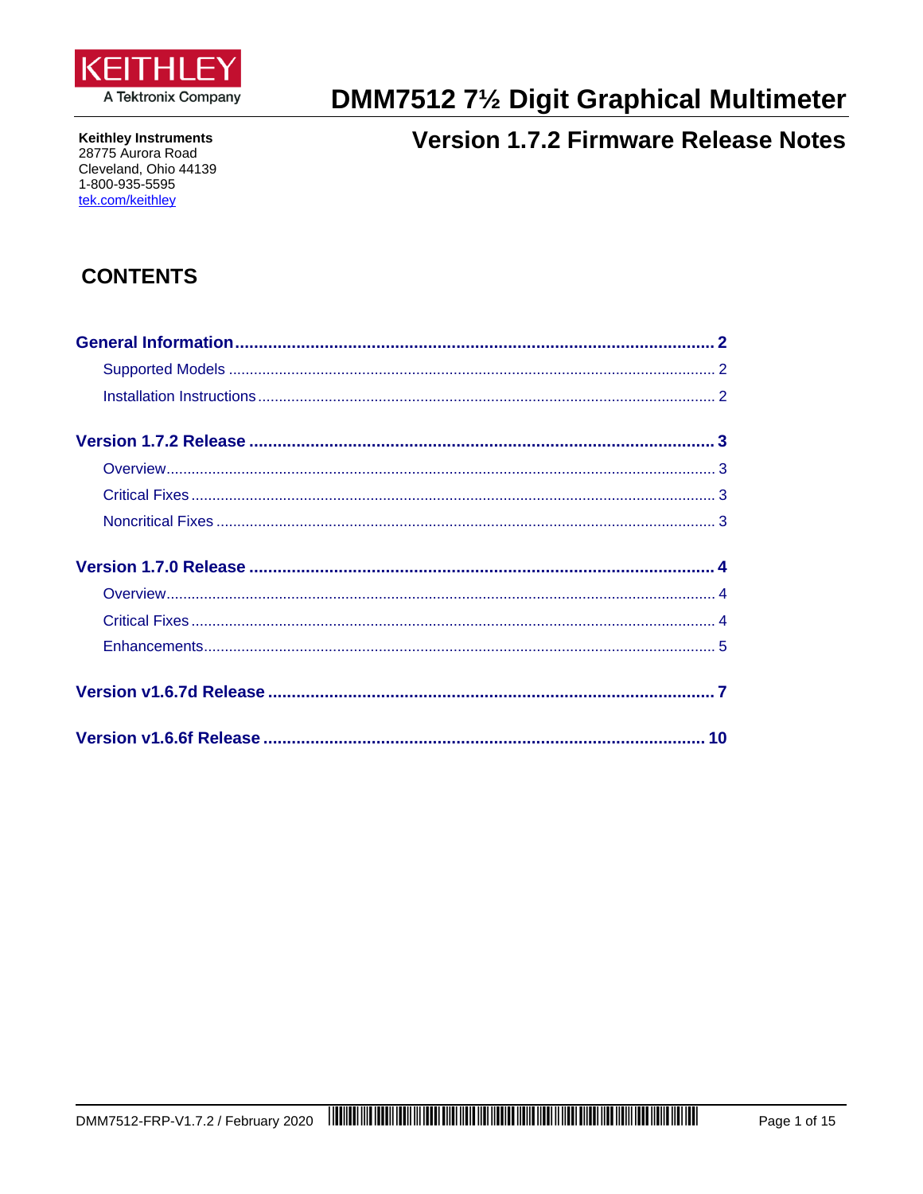KEITHLEY
A Tektronix Company

# DMM7512 7½ Digit Graphical Multimeter

## Version 1.7.2 Firmware Release Notes

**Keithley Instruments**
28775 Aurora Road
Cleveland, Ohio 44139
1-800-935-5595
tek.com/keithley

## CONTENTS

**General Information ..... 2**
- Supported Models ..... 2
- Installation Instructions ..... 2

**Version 1.7.2 Release ..... 3**
- Overview ..... 3
- Critical Fixes ..... 3
- Noncritical Fixes ..... 3

**Version 1.7.0 Release ..... 4**
- Overview ..... 4
- Critical Fixes ..... 4
- Enhancements ..... 5

**Version v1.6.7d Release ..... 7**

**Version v1.6.6f Release ..... 10**

DMM7512-FRP-V1.7.2 / February 2020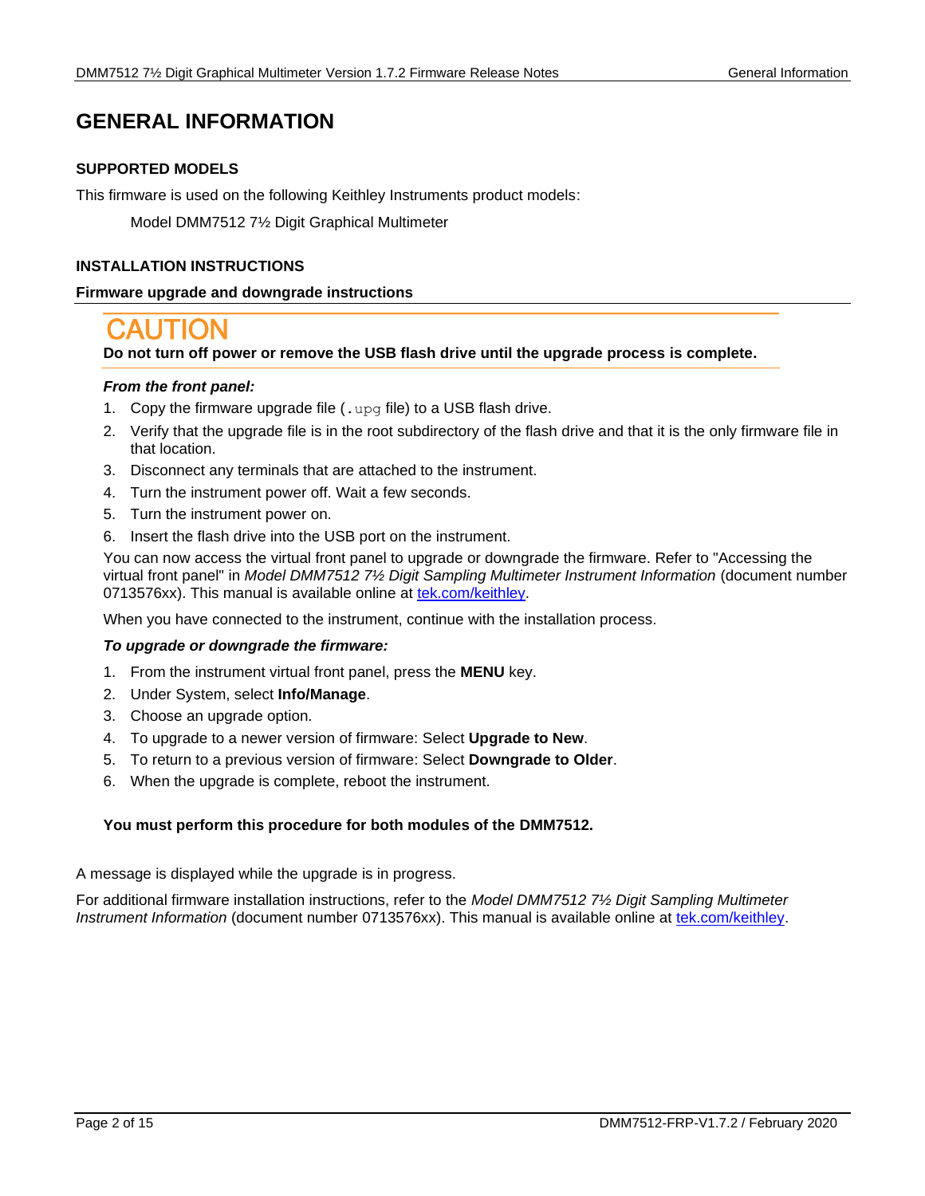# GENERAL INFORMATION

### SUPPORTED MODELS

This firmware is used on the following Keithley Instruments product models:

Model DMM7512 7½ Digit Graphical Multimeter

### INSTALLATION INSTRUCTIONS

#### Firmware upgrade and downgrade instructions

**CAUTION**

**Do not turn off power or remove the USB flash drive until the upgrade process is complete.**

***From the front panel:***

1. Copy the firmware upgrade file (`.upg` file) to a USB flash drive.
2. Verify that the upgrade file is in the root subdirectory of the flash drive and that it is the only firmware file in that location.
3. Disconnect any terminals that are attached to the instrument.
4. Turn the instrument power off. Wait a few seconds.
5. Turn the instrument power on.
6. Insert the flash drive into the USB port on the instrument.

You can now access the virtual front panel to upgrade or downgrade the firmware. Refer to "Accessing the virtual front panel" in *Model DMM7512 7½ Digit Sampling Multimeter Instrument Information* (document number 0713576xx). This manual is available online at tek.com/keithley.

When you have connected to the instrument, continue with the installation process.

***To upgrade or downgrade the firmware:***

1. From the instrument virtual front panel, press the **MENU** key.
2. Under System, select **Info/Manage**.
3. Choose an upgrade option.
4. To upgrade to a newer version of firmware: Select **Upgrade to New**.
5. To return to a previous version of firmware: Select **Downgrade to Older**.
6. When the upgrade is complete, reboot the instrument.

**You must perform this procedure for both modules of the DMM7512.**

A message is displayed while the upgrade is in progress.

For additional firmware installation instructions, refer to the *Model DMM7512 7½ Digit Sampling Multimeter Instrument Information* (document number 0713576xx). This manual is available online at tek.com/keithley.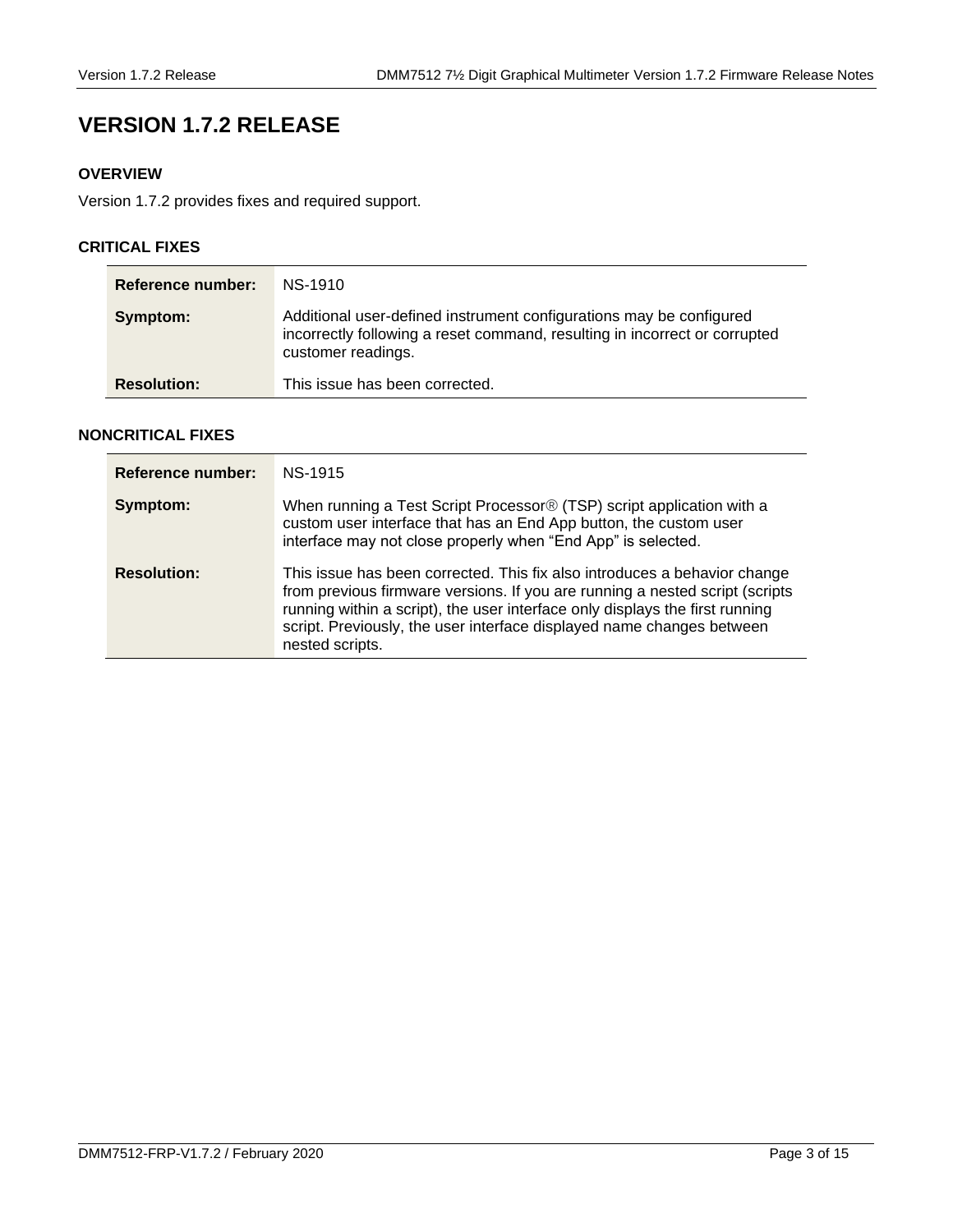# VERSION 1.7.2 RELEASE

## OVERVIEW

Version 1.7.2 provides fixes and required support.

## CRITICAL FIXES

| | |
|---|---|
| **Reference number:** | NS-1910 |
| **Symptom:** | Additional user-defined instrument configurations may be configured incorrectly following a reset command, resulting in incorrect or corrupted customer readings. |
| **Resolution:** | This issue has been corrected. |

## NONCRITICAL FIXES

| | |
|---|---|
| **Reference number:** | NS-1915 |
| **Symptom:** | When running a Test Script Processor® (TSP) script application with a custom user interface that has an End App button, the custom user interface may not close properly when "End App" is selected. |
| **Resolution:** | This issue has been corrected. This fix also introduces a behavior change from previous firmware versions. If you are running a nested script (scripts running within a script), the user interface only displays the first running script. Previously, the user interface displayed name changes between nested scripts. |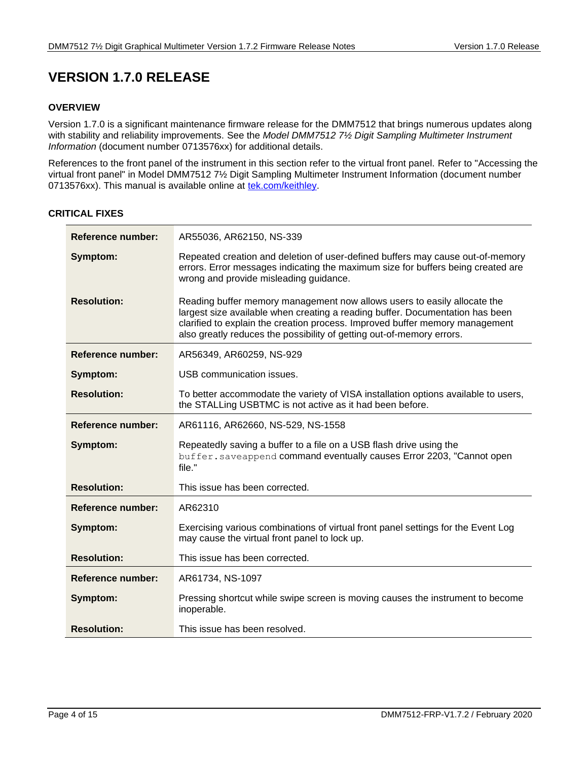# VERSION 1.7.0 RELEASE

### OVERVIEW

Version 1.7.0 is a significant maintenance firmware release for the DMM7512 that brings numerous updates along with stability and reliability improvements. See the *Model DMM7512 7½ Digit Sampling Multimeter Instrument Information* (document number 0713576xx) for additional details.

References to the front panel of the instrument in this section refer to the virtual front panel. Refer to "Accessing the virtual front panel" in Model DMM7512 7½ Digit Sampling Multimeter Instrument Information (document number 0713576xx). This manual is available online at [tek.com/keithley](tek.com/keithley).

### CRITICAL FIXES

| | |
|---|---|
| **Reference number:** | AR55036, AR62150, NS-339 |
| **Symptom:** | Repeated creation and deletion of user-defined buffers may cause out-of-memory errors. Error messages indicating the maximum size for buffers being created are wrong and provide misleading guidance. |
| **Resolution:** | Reading buffer memory management now allows users to easily allocate the largest size available when creating a reading buffer. Documentation has been clarified to explain the creation process. Improved buffer memory management also greatly reduces the possibility of getting out-of-memory errors. |

| | |
|---|---|
| **Reference number:** | AR56349, AR60259, NS-929 |
| **Symptom:** | USB communication issues. |
| **Resolution:** | To better accommodate the variety of VISA installation options available to users, the STALLing USBTMC is not active as it had been before. |

| | |
|---|---|
| **Reference number:** | AR61116, AR62660, NS-529, NS-1558 |
| **Symptom:** | Repeatedly saving a buffer to a file on a USB flash drive using the `buffer.saveappend` command eventually causes Error 2203, "Cannot open file." |
| **Resolution:** | This issue has been corrected. |

| | |
|---|---|
| **Reference number:** | AR62310 |
| **Symptom:** | Exercising various combinations of virtual front panel settings for the Event Log may cause the virtual front panel to lock up. |
| **Resolution:** | This issue has been corrected. |

| | |
|---|---|
| **Reference number:** | AR61734, NS-1097 |
| **Symptom:** | Pressing shortcut while swipe screen is moving causes the instrument to become inoperable. |
| **Resolution:** | This issue has been resolved. |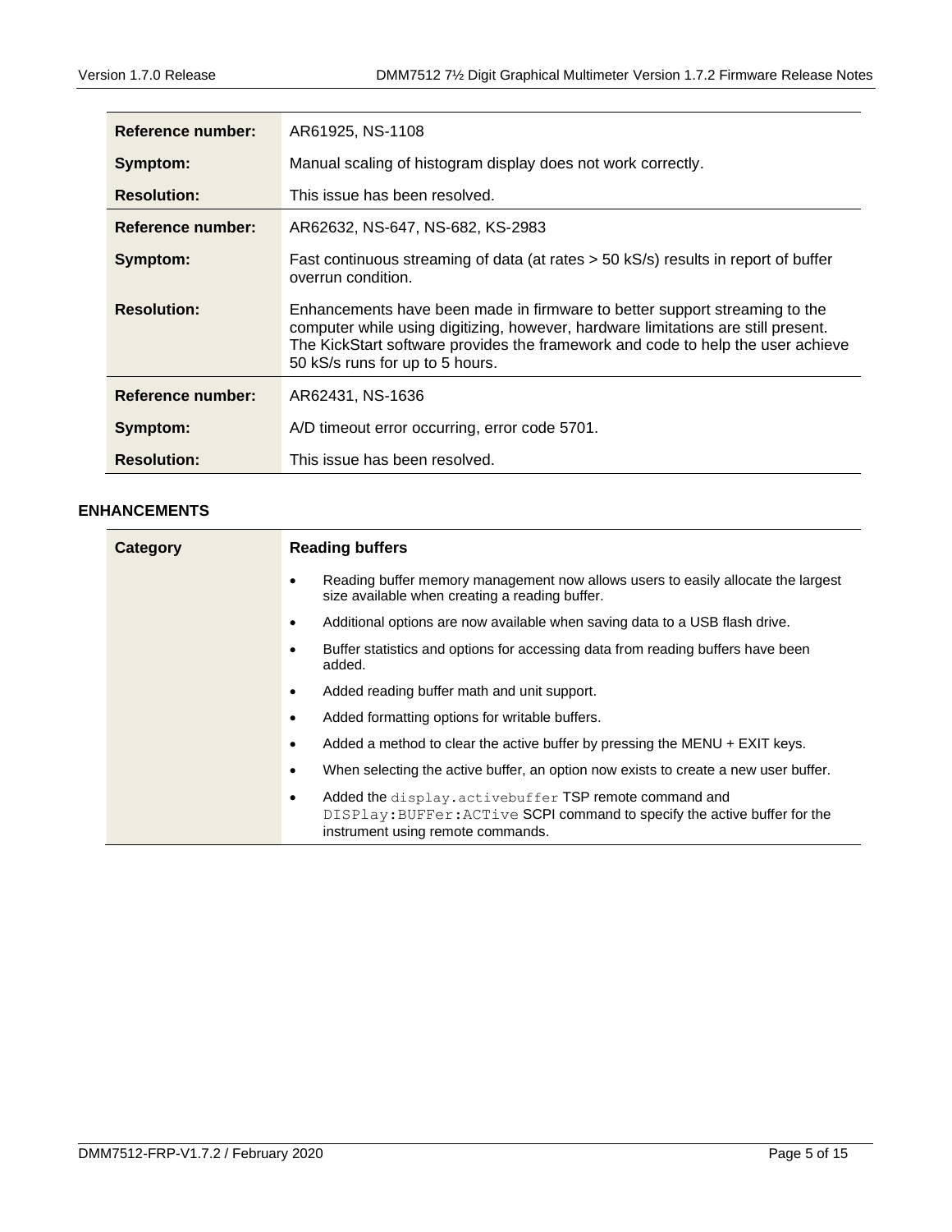| Reference number: | AR61925, NS-1108 |
| --- | --- |
| Symptom: | Manual scaling of histogram display does not work correctly. |
| Resolution: | This issue has been resolved. |
| Reference number: | AR62632, NS-647, NS-682, KS-2983 |
| Symptom: | Fast continuous streaming of data (at rates > 50 kS/s) results in report of buffer overrun condition. |
| Resolution: | Enhancements have been made in firmware to better support streaming to the computer while using digitizing, however, hardware limitations are still present. The KickStart software provides the framework and code to help the user achieve 50 kS/s runs for up to 5 hours. |
| Reference number: | AR62431, NS-1636 |
| Symptom: | A/D timeout error occurring, error code 5701. |
| Resolution: | This issue has been resolved. |

## ENHANCEMENTS

| Category | Reading buffers |
| --- | --- |
| | • Reading buffer memory management now allows users to easily allocate the largest size available when creating a reading buffer.<br>• Additional options are now available when saving data to a USB flash drive.<br>• Buffer statistics and options for accessing data from reading buffers have been added.<br>• Added reading buffer math and unit support.<br>• Added formatting options for writable buffers.<br>• Added a method to clear the active buffer by pressing the MENU + EXIT keys.<br>• When selecting the active buffer, an option now exists to create a new user buffer.<br>• Added the `display.activebuffer` TSP remote command and `DISPlay:BUFFer:ACTive` SCPI command to specify the active buffer for the instrument using remote commands. |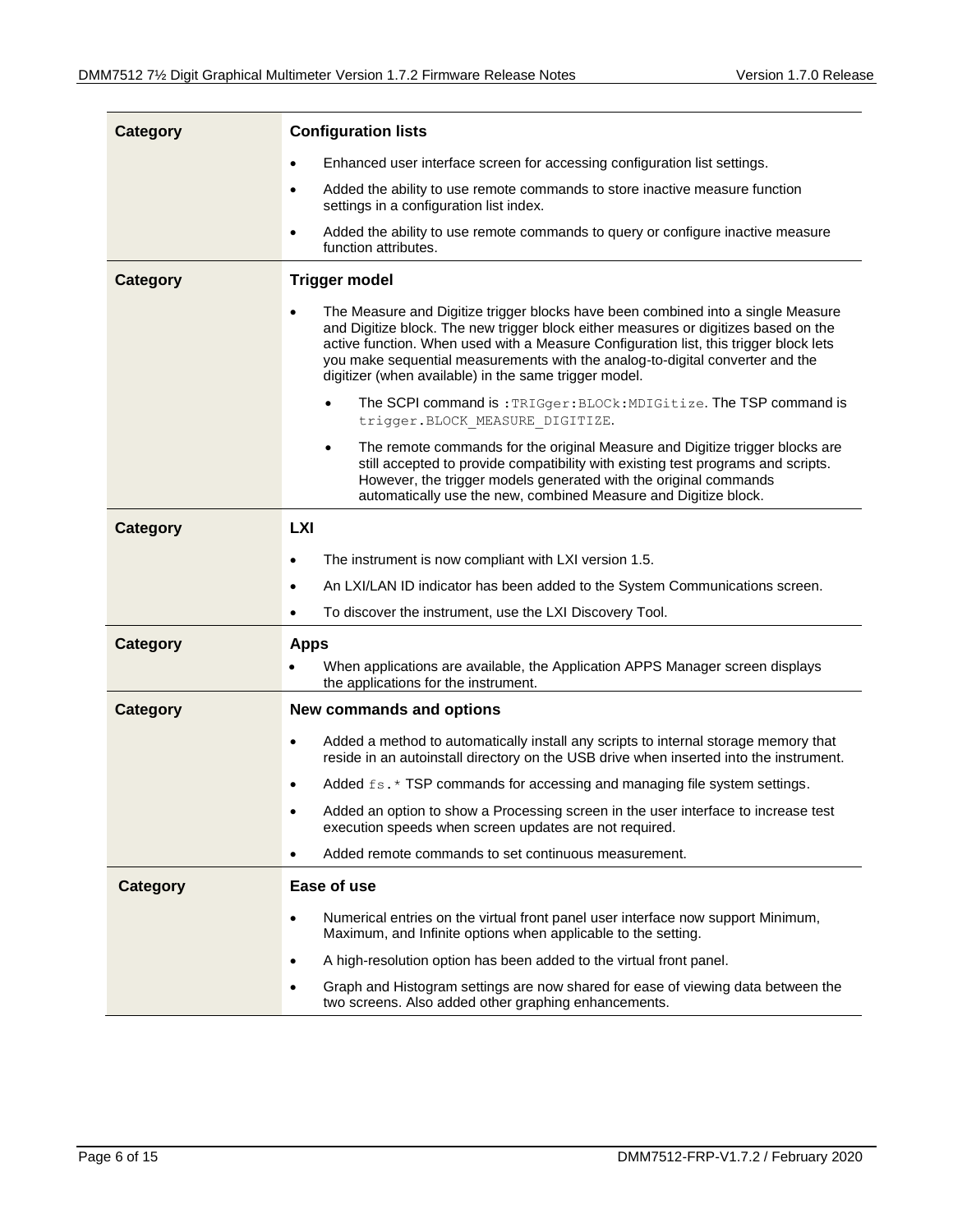| Category | Configuration lists |
| --- | --- |
| | • Enhanced user interface screen for accessing configuration list settings.<br>• Added the ability to use remote commands to store inactive measure function settings in a configuration list index.<br>• Added the ability to use remote commands to query or configure inactive measure function attributes. |
| **Category** | **Trigger model** |
| | • The Measure and Digitize trigger blocks have been combined into a single Measure and Digitize block. The new trigger block either measures or digitizes based on the active function. When used with a Measure Configuration list, this trigger block lets you make sequential measurements with the analog-to-digital converter and the digitizer (when available) in the same trigger model.<br>  ◦ The SCPI command is `:TRIGger:BLOCk:MDIGitize`. The TSP command is `trigger.BLOCK_MEASURE_DIGITIZE`.<br>  ◦ The remote commands for the original Measure and Digitize trigger blocks are still accepted to provide compatibility with existing test programs and scripts. However, the trigger models generated with the original commands automatically use the new, combined Measure and Digitize block. |
| **Category** | **LXI** |
| | • The instrument is now compliant with LXI version 1.5.<br>• An LXI/LAN ID indicator has been added to the System Communications screen.<br>• To discover the instrument, use the LXI Discovery Tool. |
| **Category** | **Apps** |
| | • When applications are available, the Application APPS Manager screen displays the applications for the instrument. |
| **Category** | **New commands and options** |
| | • Added a method to automatically install any scripts to internal storage memory that reside in an autoinstall directory on the USB drive when inserted into the instrument.<br>• Added `fs.*` TSP commands for accessing and managing file system settings.<br>• Added an option to show a Processing screen in the user interface to increase test execution speeds when screen updates are not required.<br>• Added remote commands to set continuous measurement. |
| **Category** | **Ease of use** |
| | • Numerical entries on the virtual front panel user interface now support Minimum, Maximum, and Infinite options when applicable to the setting.<br>• A high-resolution option has been added to the virtual front panel.<br>• Graph and Histogram settings are now shared for ease of viewing data between the two screens. Also added other graphing enhancements. |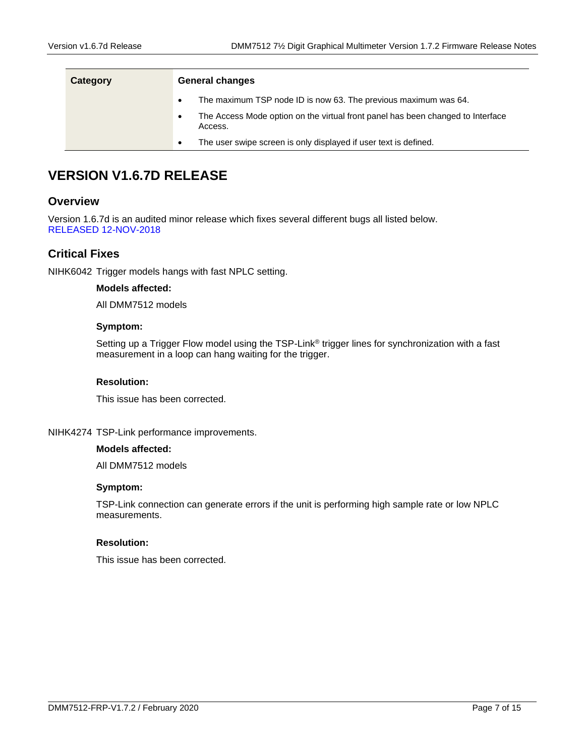| Category | General changes |
| --- | --- |
| | • The maximum TSP node ID is now 63. The previous maximum was 64.<br>• The Access Mode option on the virtual front panel has been changed to Interface Access.<br>• The user swipe screen is only displayed if user text is defined. |

# VERSION V1.6.7D RELEASE

## Overview

Version 1.6.7d is an audited minor release which fixes several different bugs all listed below.
RELEASED 12-NOV-2018

## Critical Fixes

NIHK6042 Trigger models hangs with fast NPLC setting.

**Models affected:**

All DMM7512 models

**Symptom:**

Setting up a Trigger Flow model using the TSP-Link® trigger lines for synchronization with a fast measurement in a loop can hang waiting for the trigger.

**Resolution:**

This issue has been corrected.

NIHK4274 TSP-Link performance improvements.

**Models affected:**

All DMM7512 models

**Symptom:**

TSP-Link connection can generate errors if the unit is performing high sample rate or low NPLC measurements.

**Resolution:**

This issue has been corrected.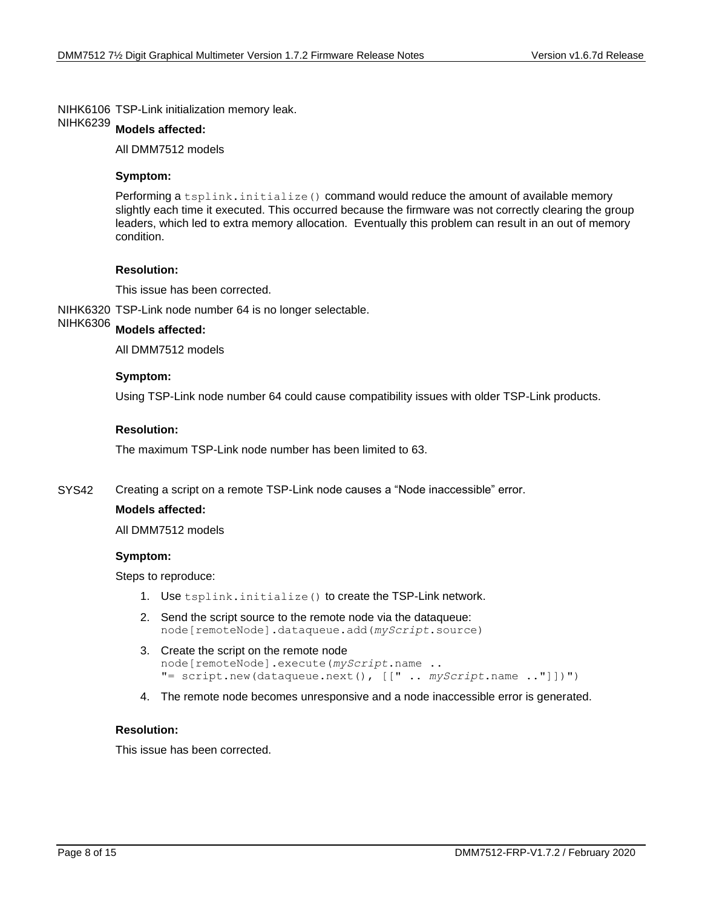NIHK6106 NIHK6239 TSP-Link initialization memory leak.

**Models affected:**

All DMM7512 models

**Symptom:**

Performing a `tsplink.initialize()` command would reduce the amount of available memory slightly each time it executed. This occurred because the firmware was not correctly clearing the group leaders, which led to extra memory allocation. Eventually this problem can result in an out of memory condition.

**Resolution:**

This issue has been corrected.

NIHK6320 NIHK6306 TSP-Link node number 64 is no longer selectable.

**Models affected:**

All DMM7512 models

**Symptom:**

Using TSP-Link node number 64 could cause compatibility issues with older TSP-Link products.

**Resolution:**

The maximum TSP-Link node number has been limited to 63.

SYS42 Creating a script on a remote TSP-Link node causes a "Node inaccessible" error.

**Models affected:**

All DMM7512 models

**Symptom:**

Steps to reproduce:

1. Use `tsplink.initialize()` to create the TSP-Link network.
2. Send the script source to the remote node via the dataqueue:
   `node[remoteNode].dataqueue.add(myScript.source)`
3. Create the script on the remote node
   ```
   node[remoteNode].execute(myScript.name ..
   "= script.new(dataqueue.next(), [[" .. myScript.name .."]])")
   ```
4. The remote node becomes unresponsive and a node inaccessible error is generated.

**Resolution:**

This issue has been corrected.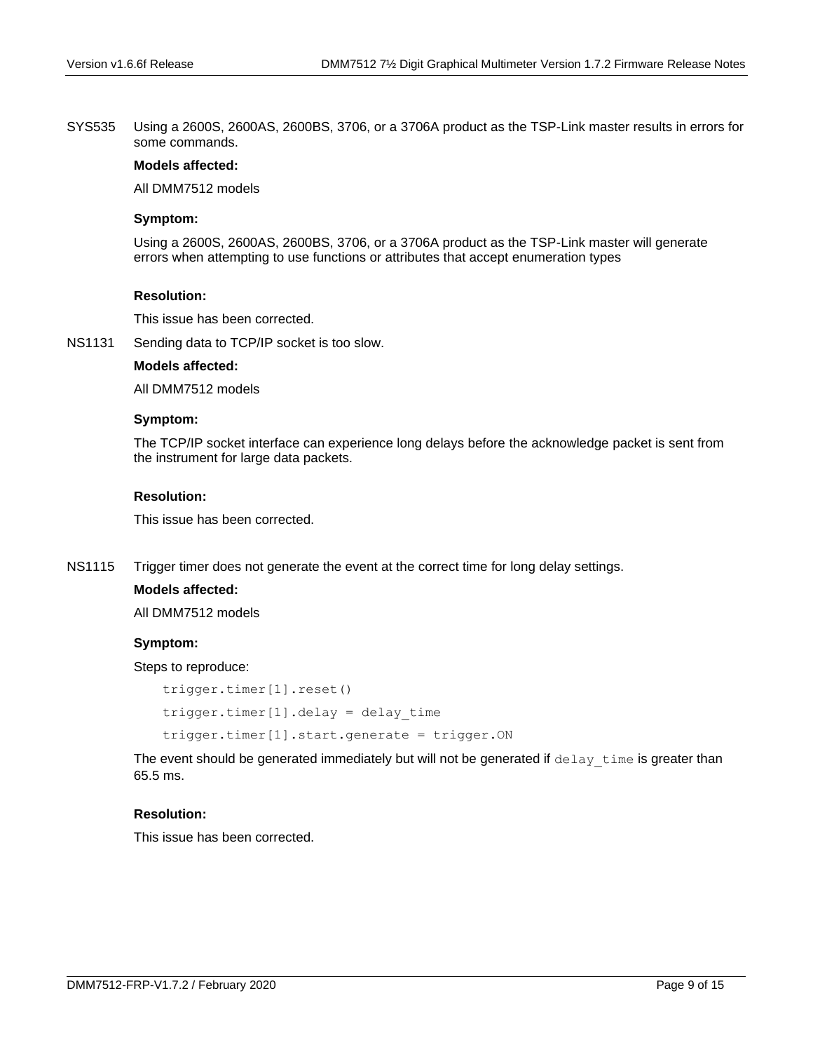SYS535 Using a 2600S, 2600AS, 2600BS, 3706, or a 3706A product as the TSP-Link master results in errors for some commands.

**Models affected:**

All DMM7512 models

**Symptom:**

Using a 2600S, 2600AS, 2600BS, 3706, or a 3706A product as the TSP-Link master will generate errors when attempting to use functions or attributes that accept enumeration types

**Resolution:**

This issue has been corrected.

NS1131 Sending data to TCP/IP socket is too slow.

**Models affected:**

All DMM7512 models

**Symptom:**

The TCP/IP socket interface can experience long delays before the acknowledge packet is sent from the instrument for large data packets.

**Resolution:**

This issue has been corrected.

NS1115 Trigger timer does not generate the event at the correct time for long delay settings.

**Models affected:**

All DMM7512 models

**Symptom:**

Steps to reproduce:

```
trigger.timer[1].reset()
trigger.timer[1].delay = delay_time
trigger.timer[1].start.generate = trigger.ON
```

The event should be generated immediately but will not be generated if `delay_time` is greater than 65.5 ms.

**Resolution:**

This issue has been corrected.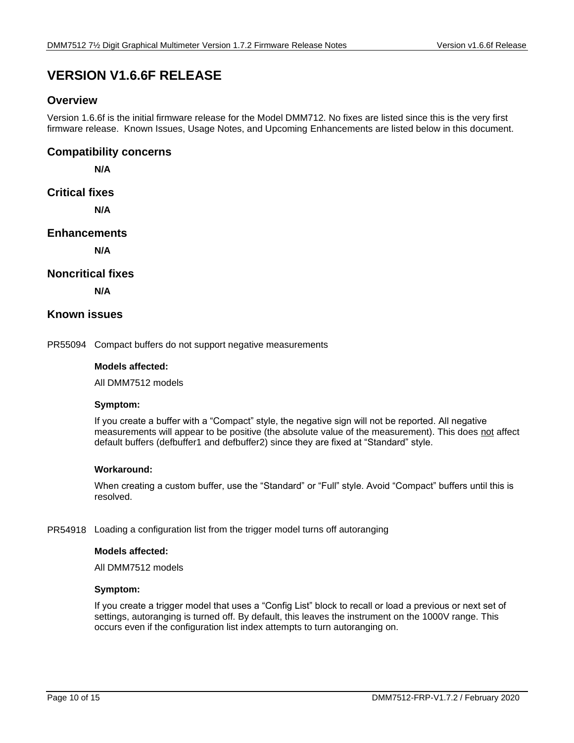# VERSION V1.6.6F RELEASE

## Overview

Version 1.6.6f is the initial firmware release for the Model DMM712. No fixes are listed since this is the very first firmware release. Known Issues, Usage Notes, and Upcoming Enhancements are listed below in this document.

## Compatibility concerns

**N/A**

## Critical fixes

**N/A**

## Enhancements

**N/A**

## Noncritical fixes

**N/A**

## Known issues

PR55094 Compact buffers do not support negative measurements

**Models affected:**

All DMM7512 models

**Symptom:**

If you create a buffer with a "Compact" style, the negative sign will not be reported. All negative measurements will appear to be positive (the absolute value of the measurement). This does not affect default buffers (defbuffer1 and defbuffer2) since they are fixed at "Standard" style.

**Workaround:**

When creating a custom buffer, use the "Standard" or "Full" style. Avoid "Compact" buffers until this is resolved.

PR54918 Loading a configuration list from the trigger model turns off autoranging

**Models affected:**

All DMM7512 models

**Symptom:**

If you create a trigger model that uses a "Config List" block to recall or load a previous or next set of settings, autoranging is turned off. By default, this leaves the instrument on the 1000V range. This occurs even if the configuration list index attempts to turn autoranging on.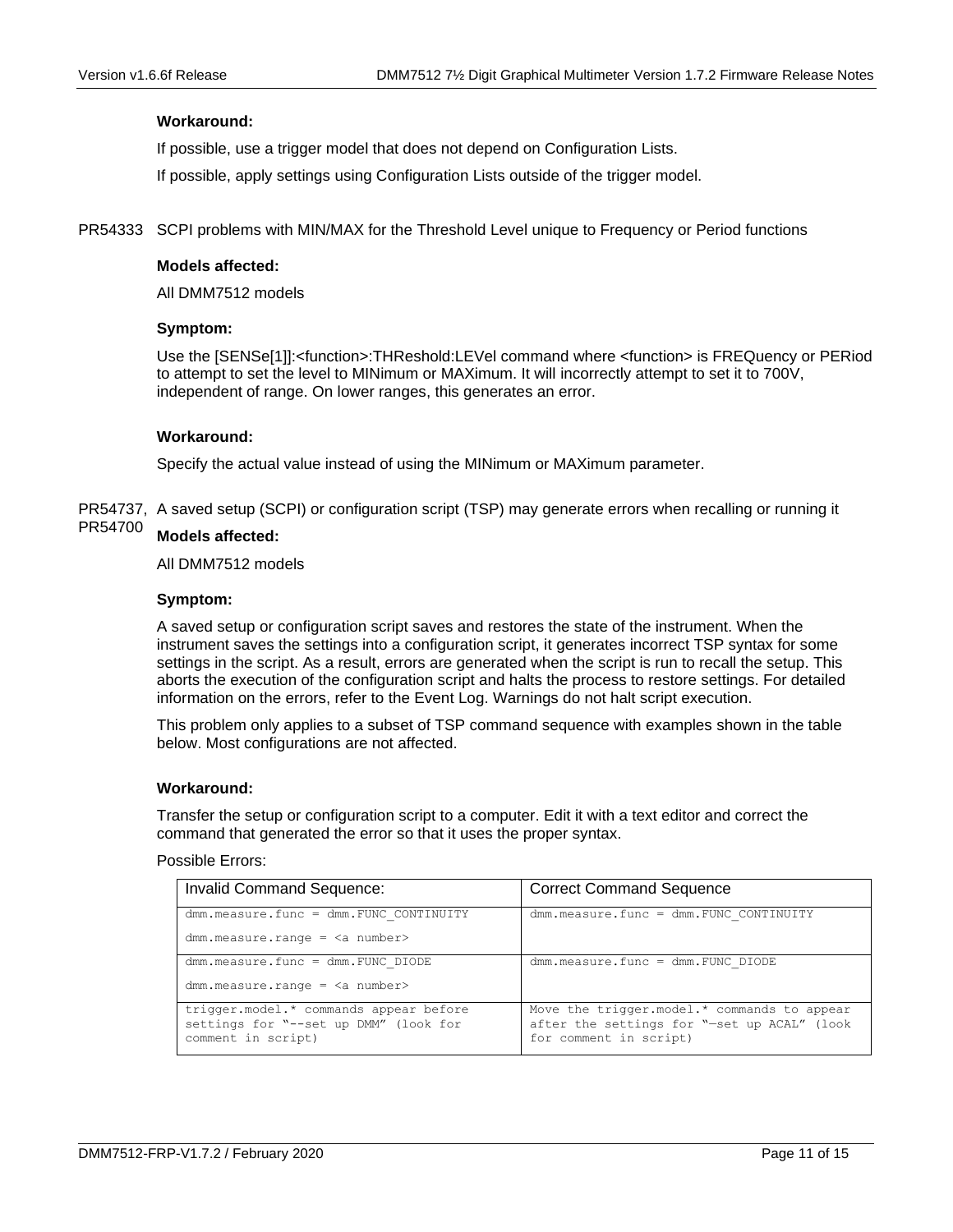**Workaround:**

If possible, use a trigger model that does not depend on Configuration Lists.

If possible, apply settings using Configuration Lists outside of the trigger model.

PR54333 SCPI problems with MIN/MAX for the Threshold Level unique to Frequency or Period functions

**Models affected:**

All DMM7512 models

**Symptom:**

Use the [SENSe[1]]:<function>:THReshold:LEVel command where <function> is FREQuency or PERiod to attempt to set the level to MINimum or MAXimum. It will incorrectly attempt to set it to 700V, independent of range. On lower ranges, this generates an error.

**Workaround:**

Specify the actual value instead of using the MINimum or MAXimum parameter.

PR54737, PR54700 A saved setup (SCPI) or configuration script (TSP) may generate errors when recalling or running it

**Models affected:**

All DMM7512 models

**Symptom:**

A saved setup or configuration script saves and restores the state of the instrument. When the instrument saves the settings into a configuration script, it generates incorrect TSP syntax for some settings in the script. As a result, errors are generated when the script is run to recall the setup. This aborts the execution of the configuration script and halts the process to restore settings. For detailed information on the errors, refer to the Event Log. Warnings do not halt script execution.

This problem only applies to a subset of TSP command sequence with examples shown in the table below. Most configurations are not affected.

**Workaround:**

Transfer the setup or configuration script to a computer. Edit it with a text editor and correct the command that generated the error so that it uses the proper syntax.

Possible Errors:

| Invalid Command Sequence: | Correct Command Sequence |
|---|---|
| `dmm.measure.func = dmm.FUNC_CONTINUITY`<br>`dmm.measure.range = <a number>` | `dmm.measure.func = dmm.FUNC_CONTINUITY` |
| `dmm.measure.func = dmm.FUNC_DIODE`<br>`dmm.measure.range = <a number>` | `dmm.measure.func = dmm.FUNC_DIODE` |
| trigger.model.* commands appear before settings for "--set up DMM" (look for comment in script) | Move the trigger.model.* commands to appear after the settings for "—set up ACAL" (look for comment in script) |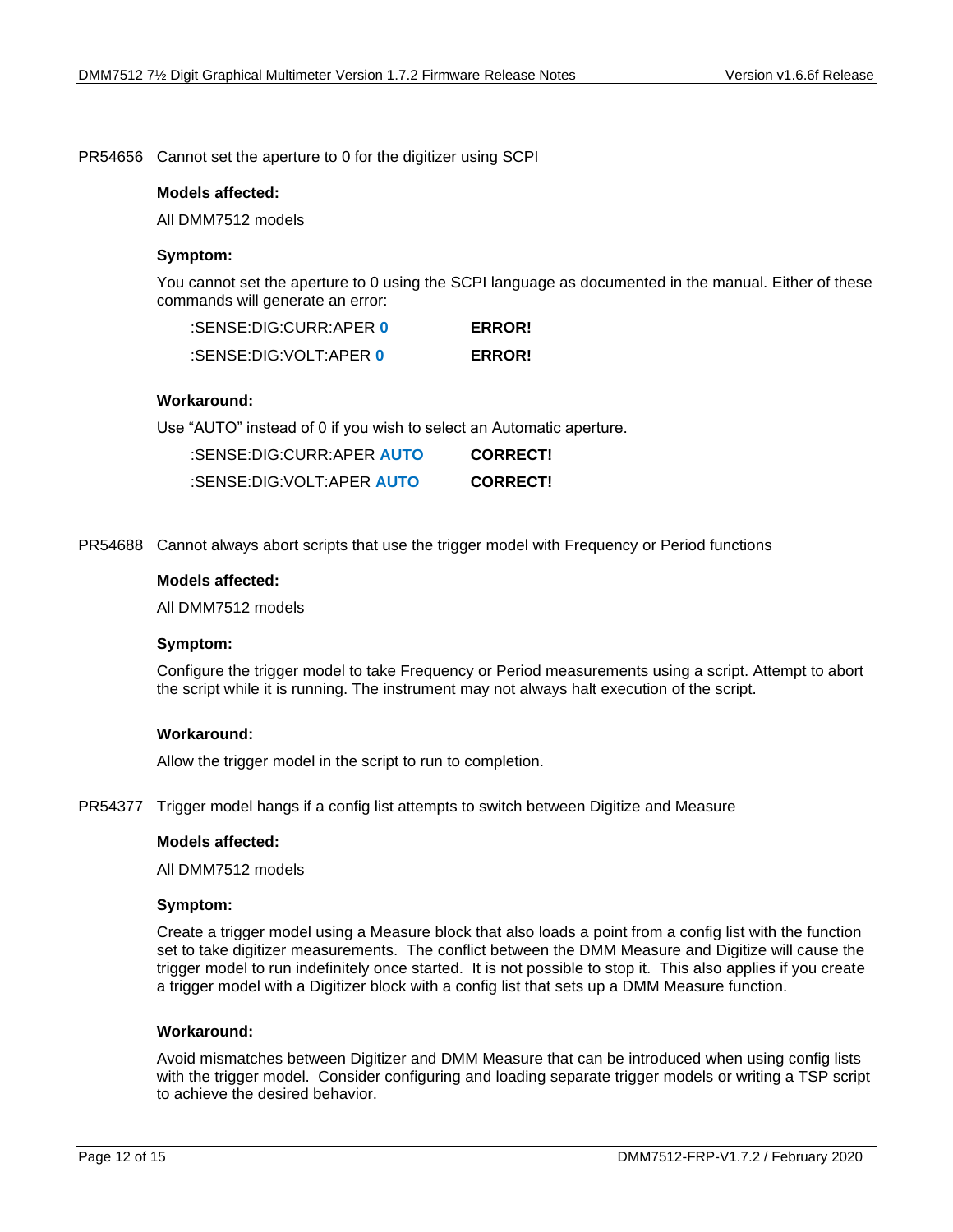PR54656 Cannot set the aperture to 0 for the digitizer using SCPI

**Models affected:**

All DMM7512 models

**Symptom:**

You cannot set the aperture to 0 using the SCPI language as documented in the manual. Either of these commands will generate an error:

| | |
|---|---|
| :SENSE:DIG:CURR:APER **0** | **ERROR!** |
| :SENSE:DIG:VOLT:APER **0** | **ERROR!** |

**Workaround:**

Use "AUTO" instead of 0 if you wish to select an Automatic aperture.

| | |
|---|---|
| :SENSE:DIG:CURR:APER **AUTO** | **CORRECT!** |
| :SENSE:DIG:VOLT:APER **AUTO** | **CORRECT!** |

PR54688 Cannot always abort scripts that use the trigger model with Frequency or Period functions

**Models affected:**

All DMM7512 models

**Symptom:**

Configure the trigger model to take Frequency or Period measurements using a script. Attempt to abort the script while it is running. The instrument may not always halt execution of the script.

**Workaround:**

Allow the trigger model in the script to run to completion.

PR54377 Trigger model hangs if a config list attempts to switch between Digitize and Measure

**Models affected:**

All DMM7512 models

**Symptom:**

Create a trigger model using a Measure block that also loads a point from a config list with the function set to take digitizer measurements. The conflict between the DMM Measure and Digitize will cause the trigger model to run indefinitely once started. It is not possible to stop it. This also applies if you create a trigger model with a Digitizer block with a config list that sets up a DMM Measure function.

**Workaround:**

Avoid mismatches between Digitizer and DMM Measure that can be introduced when using config lists with the trigger model. Consider configuring and loading separate trigger models or writing a TSP script to achieve the desired behavior.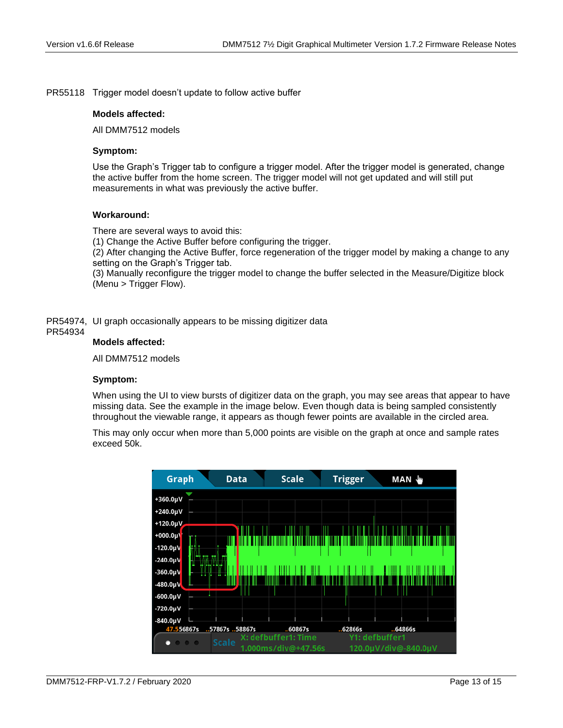PR55118 Trigger model doesn't update to follow active buffer

**Models affected:**

All DMM7512 models

**Symptom:**

Use the Graph's Trigger tab to configure a trigger model. After the trigger model is generated, change the active buffer from the home screen. The trigger model will not get updated and will still put measurements in what was previously the active buffer.

**Workaround:**

There are several ways to avoid this:
(1) Change the Active Buffer before configuring the trigger.
(2) After changing the Active Buffer, force regeneration of the trigger model by making a change to any setting on the Graph's Trigger tab.
(3) Manually reconfigure the trigger model to change the buffer selected in the Measure/Digitize block (Menu > Trigger Flow).

PR54974, PR54934 UI graph occasionally appears to be missing digitizer data

**Models affected:**

All DMM7512 models

**Symptom:**

When using the UI to view bursts of digitizer data on the graph, you may see areas that appear to have missing data. See the example in the image below. Even though data is being sampled consistently throughout the viewable range, it appears as though fewer points are available in the circled area.

This may only occur when more than 5,000 points are visible on the graph at once and sample rates exceed 50k.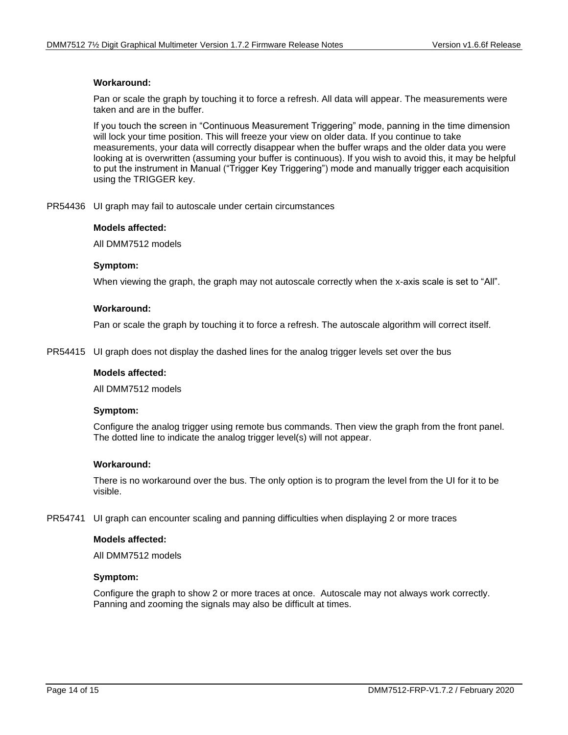**Workaround:**

Pan or scale the graph by touching it to force a refresh. All data will appear. The measurements were taken and are in the buffer.

If you touch the screen in "Continuous Measurement Triggering" mode, panning in the time dimension will lock your time position. This will freeze your view on older data. If you continue to take measurements, your data will correctly disappear when the buffer wraps and the older data you were looking at is overwritten (assuming your buffer is continuous). If you wish to avoid this, it may be helpful to put the instrument in Manual ("Trigger Key Triggering") mode and manually trigger each acquisition using the TRIGGER key.

PR54436 UI graph may fail to autoscale under certain circumstances

**Models affected:**

All DMM7512 models

**Symptom:**

When viewing the graph, the graph may not autoscale correctly when the x-axis scale is set to "All".

**Workaround:**

Pan or scale the graph by touching it to force a refresh. The autoscale algorithm will correct itself.

PR54415 UI graph does not display the dashed lines for the analog trigger levels set over the bus

**Models affected:**

All DMM7512 models

**Symptom:**

Configure the analog trigger using remote bus commands. Then view the graph from the front panel. The dotted line to indicate the analog trigger level(s) will not appear.

**Workaround:**

There is no workaround over the bus. The only option is to program the level from the UI for it to be visible.

PR54741 UI graph can encounter scaling and panning difficulties when displaying 2 or more traces

**Models affected:**

All DMM7512 models

**Symptom:**

Configure the graph to show 2 or more traces at once. Autoscale may not always work correctly. Panning and zooming the signals may also be difficult at times.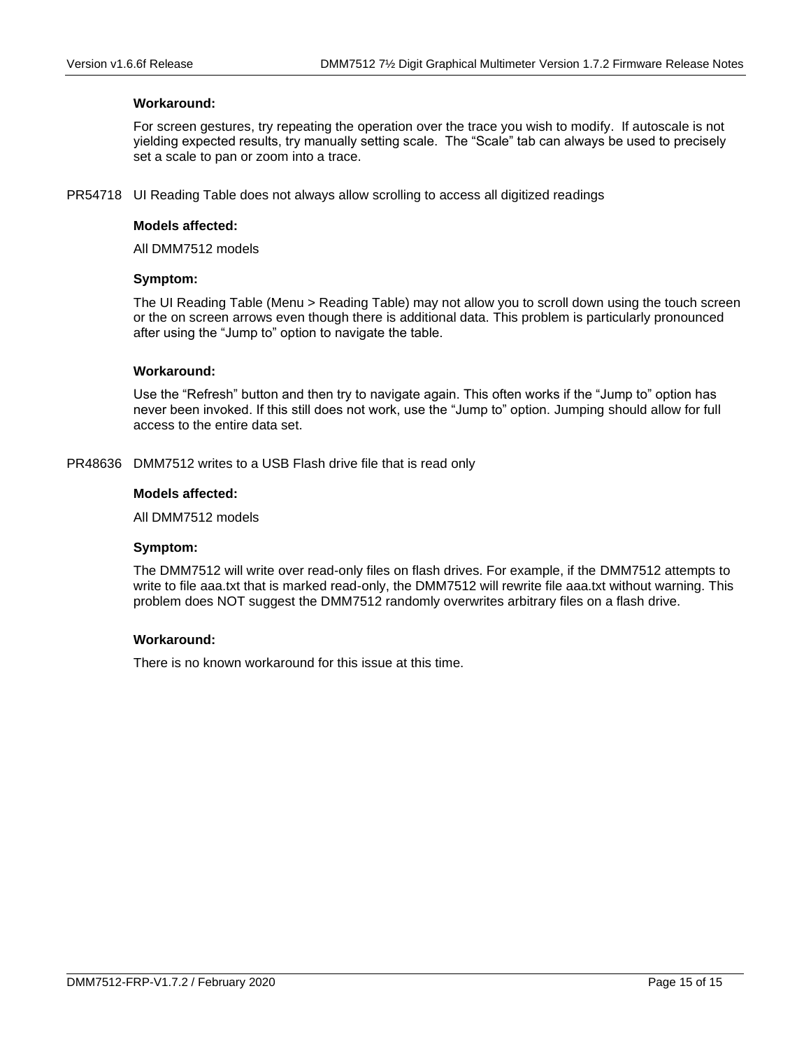**Workaround:**

For screen gestures, try repeating the operation over the trace you wish to modify. If autoscale is not yielding expected results, try manually setting scale. The “Scale” tab can always be used to precisely set a scale to pan or zoom into a trace.

PR54718 UI Reading Table does not always allow scrolling to access all digitized readings

**Models affected:**

All DMM7512 models

**Symptom:**

The UI Reading Table (Menu > Reading Table) may not allow you to scroll down using the touch screen or the on screen arrows even though there is additional data. This problem is particularly pronounced after using the “Jump to” option to navigate the table.

**Workaround:**

Use the “Refresh” button and then try to navigate again. This often works if the “Jump to” option has never been invoked. If this still does not work, use the “Jump to” option. Jumping should allow for full access to the entire data set.

PR48636 DMM7512 writes to a USB Flash drive file that is read only

**Models affected:**

All DMM7512 models

**Symptom:**

The DMM7512 will write over read-only files on flash drives. For example, if the DMM7512 attempts to write to file aaa.txt that is marked read-only, the DMM7512 will rewrite file aaa.txt without warning. This problem does NOT suggest the DMM7512 randomly overwrites arbitrary files on a flash drive.

**Workaround:**

There is no known workaround for this issue at this time.